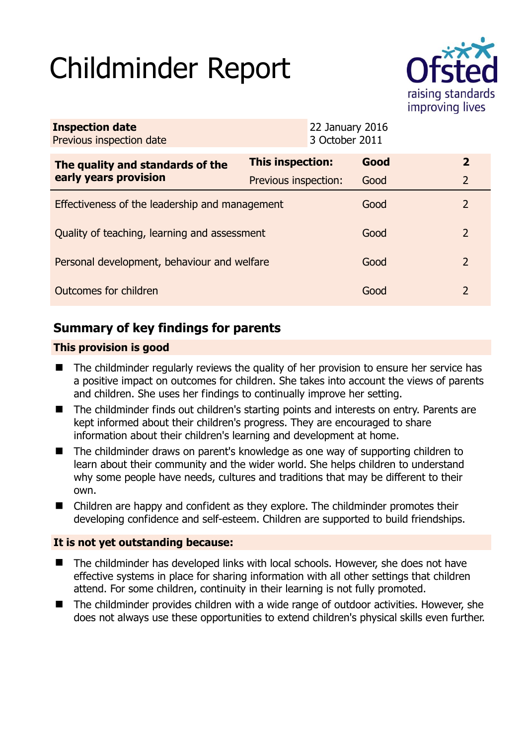# Childminder Report

Ofsted
raising standards
improving lives

| **Inspection date** | 22 January 2016 |
| --- | --- |
| Previous inspection date | 3 October 2011 |

| **The quality and standards of the early years provision** | **This inspection:** | **Good** | **2** |
| --- | --- | --- | --- |
| | Previous inspection: | Good | 2 |
| Effectiveness of the leadership and management | | Good | 2 |
| Quality of teaching, learning and assessment | | Good | 2 |
| Personal development, behaviour and welfare | | Good | 2 |
| Outcomes for children | | Good | 2 |

## Summary of key findings for parents

### This provision is good

- The childminder regularly reviews the quality of her provision to ensure her service has a positive impact on outcomes for children. She takes into account the views of parents and children. She uses her findings to continually improve her setting.
- The childminder finds out children's starting points and interests on entry. Parents are kept informed about their children's progress. They are encouraged to share information about their children's learning and development at home.
- The childminder draws on parent's knowledge as one way of supporting children to learn about their community and the wider world. She helps children to understand why some people have needs, cultures and traditions that may be different to their own.
- Children are happy and confident as they explore. The childminder promotes their developing confidence and self-esteem. Children are supported to build friendships.

### It is not yet outstanding because:

- The childminder has developed links with local schools. However, she does not have effective systems in place for sharing information with all other settings that children attend. For some children, continuity in their learning is not fully promoted.
- The childminder provides children with a wide range of outdoor activities. However, she does not always use these opportunities to extend children's physical skills even further.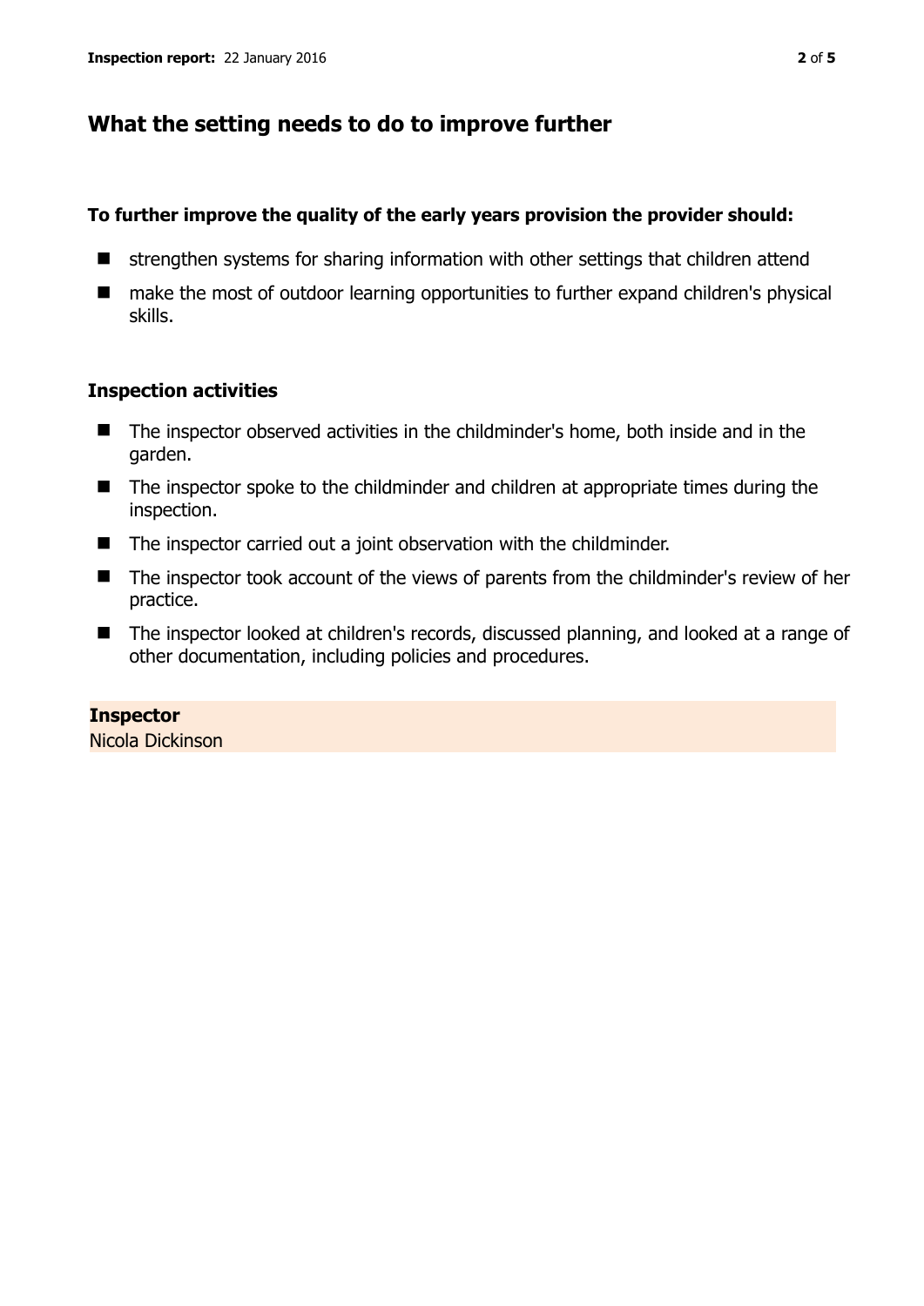## What the setting needs to do to improve further

**To further improve the quality of the early years provision the provider should:**

- strengthen systems for sharing information with other settings that children attend
- make the most of outdoor learning opportunities to further expand children's physical skills.

### Inspection activities

- The inspector observed activities in the childminder's home, both inside and in the garden.
- The inspector spoke to the childminder and children at appropriate times during the inspection.
- The inspector carried out a joint observation with the childminder.
- The inspector took account of the views of parents from the childminder's review of her practice.
- The inspector looked at children's records, discussed planning, and looked at a range of other documentation, including policies and procedures.

**Inspector**
Nicola Dickinson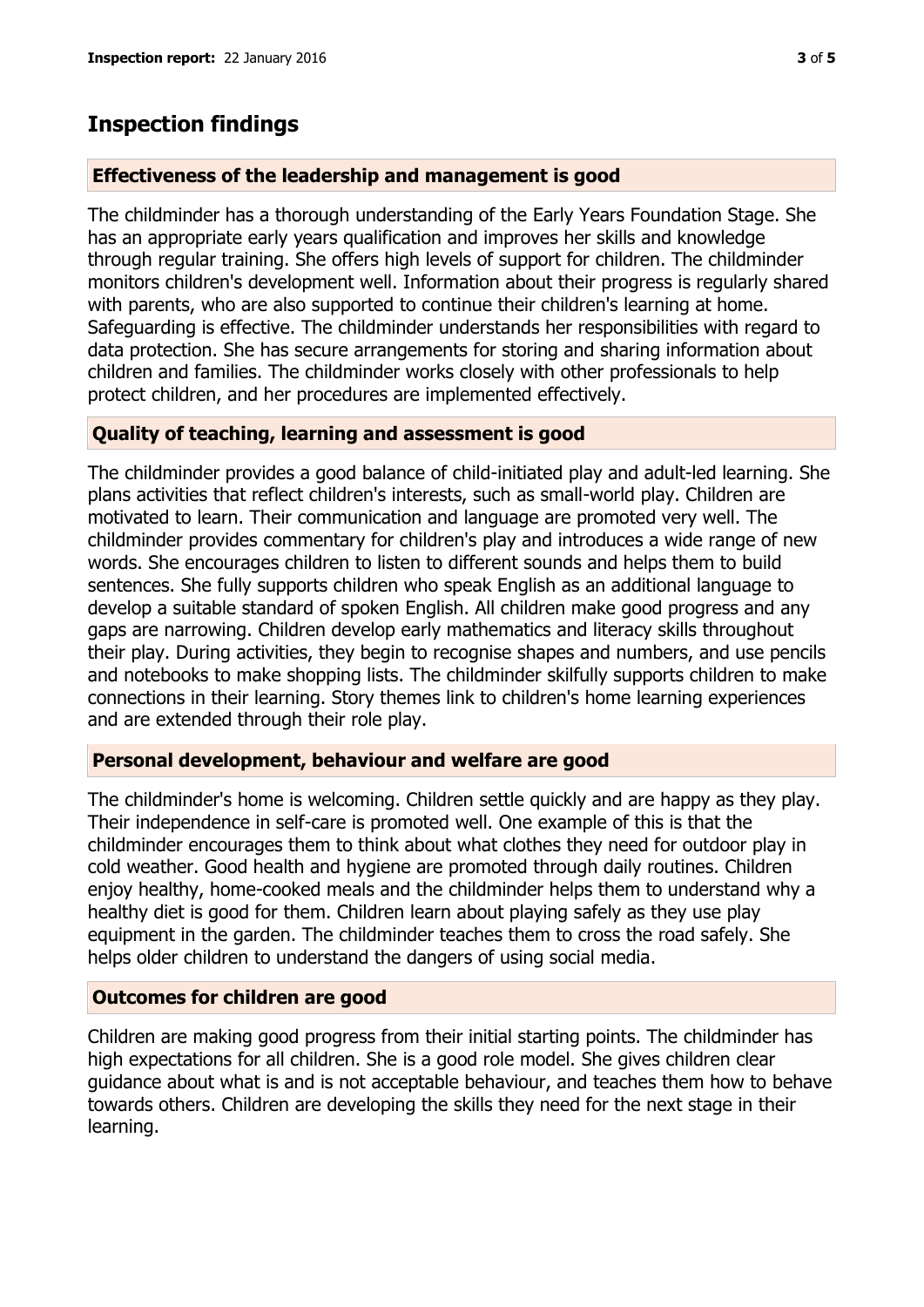# Inspection findings

## Effectiveness of the leadership and management is good

The childminder has a thorough understanding of the Early Years Foundation Stage. She has an appropriate early years qualification and improves her skills and knowledge through regular training. She offers high levels of support for children. The childminder monitors children's development well. Information about their progress is regularly shared with parents, who are also supported to continue their children's learning at home. Safeguarding is effective. The childminder understands her responsibilities with regard to data protection. She has secure arrangements for storing and sharing information about children and families. The childminder works closely with other professionals to help protect children, and her procedures are implemented effectively.

## Quality of teaching, learning and assessment is good

The childminder provides a good balance of child-initiated play and adult-led learning. She plans activities that reflect children's interests, such as small-world play. Children are motivated to learn. Their communication and language are promoted very well. The childminder provides commentary for children's play and introduces a wide range of new words. She encourages children to listen to different sounds and helps them to build sentences. She fully supports children who speak English as an additional language to develop a suitable standard of spoken English. All children make good progress and any gaps are narrowing. Children develop early mathematics and literacy skills throughout their play. During activities, they begin to recognise shapes and numbers, and use pencils and notebooks to make shopping lists. The childminder skilfully supports children to make connections in their learning. Story themes link to children's home learning experiences and are extended through their role play.

## Personal development, behaviour and welfare are good

The childminder's home is welcoming. Children settle quickly and are happy as they play. Their independence in self-care is promoted well. One example of this is that the childminder encourages them to think about what clothes they need for outdoor play in cold weather. Good health and hygiene are promoted through daily routines. Children enjoy healthy, home-cooked meals and the childminder helps them to understand why a healthy diet is good for them. Children learn about playing safely as they use play equipment in the garden. The childminder teaches them to cross the road safely. She helps older children to understand the dangers of using social media.

## Outcomes for children are good

Children are making good progress from their initial starting points. The childminder has high expectations for all children. She is a good role model. She gives children clear guidance about what is and is not acceptable behaviour, and teaches them how to behave towards others. Children are developing the skills they need for the next stage in their learning.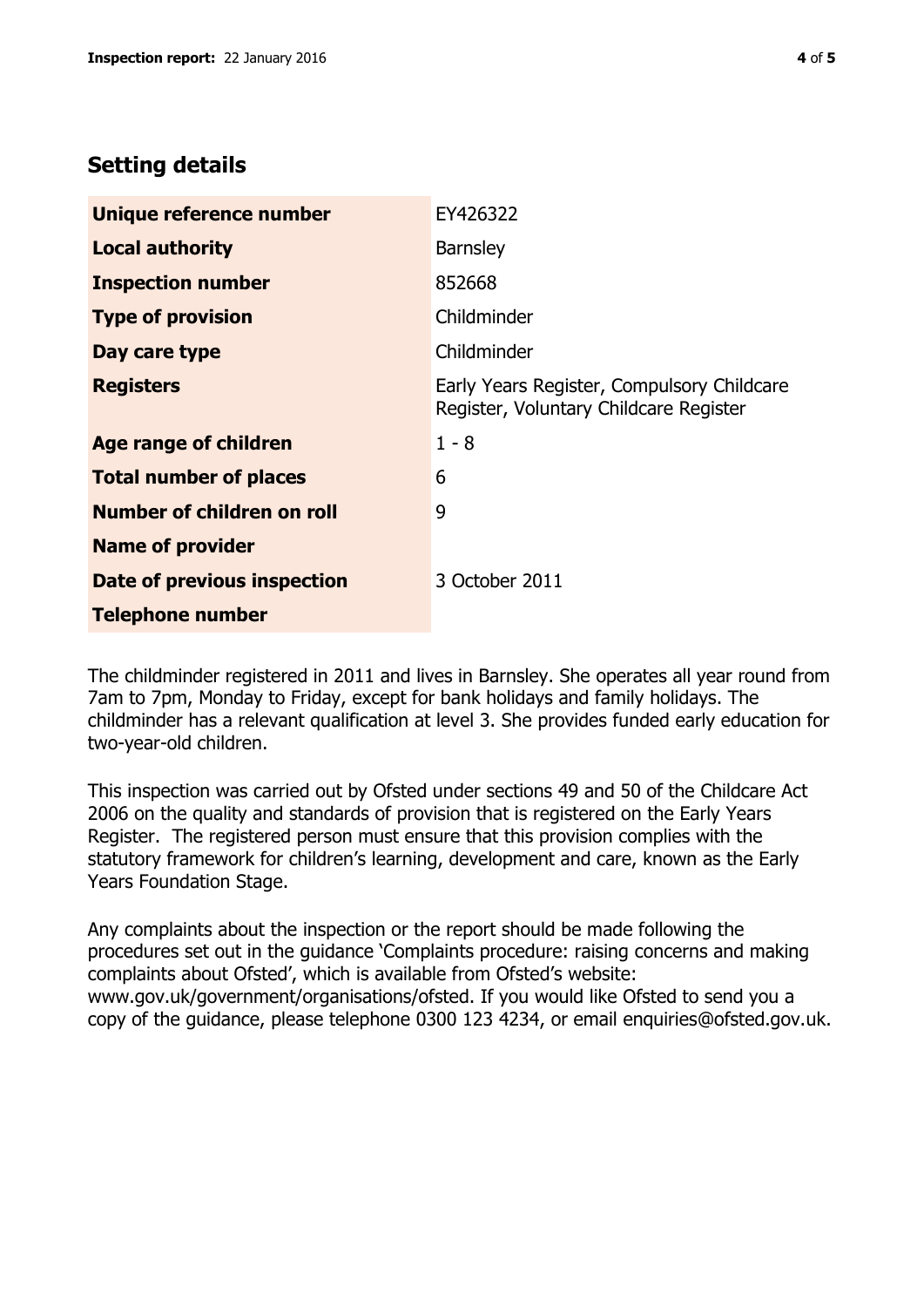## Setting details

| | |
|---|---|
| **Unique reference number** | EY426322 |
| **Local authority** | Barnsley |
| **Inspection number** | 852668 |
| **Type of provision** | Childminder |
| **Day care type** | Childminder |
| **Registers** | Early Years Register, Compulsory Childcare Register, Voluntary Childcare Register |
| **Age range of children** | 1 - 8 |
| **Total number of places** | 6 |
| **Number of children on roll** | 9 |
| **Name of provider** | |
| **Date of previous inspection** | 3 October 2011 |
| **Telephone number** | |

The childminder registered in 2011 and lives in Barnsley. She operates all year round from 7am to 7pm, Monday to Friday, except for bank holidays and family holidays. The childminder has a relevant qualification at level 3. She provides funded early education for two-year-old children.

This inspection was carried out by Ofsted under sections 49 and 50 of the Childcare Act 2006 on the quality and standards of provision that is registered on the Early Years Register. The registered person must ensure that this provision complies with the statutory framework for children's learning, development and care, known as the Early Years Foundation Stage.

Any complaints about the inspection or the report should be made following the procedures set out in the guidance 'Complaints procedure: raising concerns and making complaints about Ofsted', which is available from Ofsted's website: www.gov.uk/government/organisations/ofsted. If you would like Ofsted to send you a copy of the guidance, please telephone 0300 123 4234, or email enquiries@ofsted.gov.uk.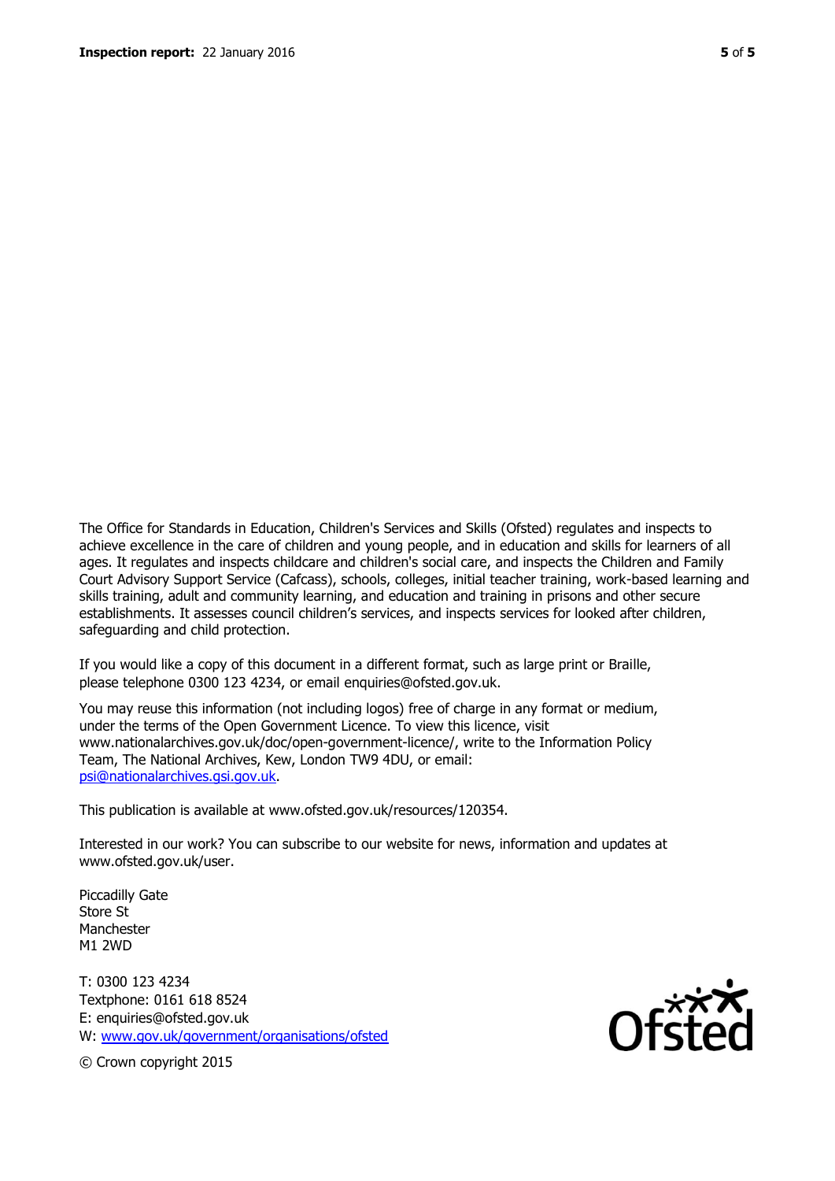The Office for Standards in Education, Children's Services and Skills (Ofsted) regulates and inspects to achieve excellence in the care of children and young people, and in education and skills for learners of all ages. It regulates and inspects childcare and children's social care, and inspects the Children and Family Court Advisory Support Service (Cafcass), schools, colleges, initial teacher training, work-based learning and skills training, adult and community learning, and education and training in prisons and other secure establishments. It assesses council children's services, and inspects services for looked after children, safeguarding and child protection.

If you would like a copy of this document in a different format, such as large print or Braille, please telephone 0300 123 4234, or email enquiries@ofsted.gov.uk.

You may reuse this information (not including logos) free of charge in any format or medium, under the terms of the Open Government Licence. To view this licence, visit www.nationalarchives.gov.uk/doc/open-government-licence/, write to the Information Policy Team, The National Archives, Kew, London TW9 4DU, or email: psi@nationalarchives.gsi.gov.uk.

This publication is available at www.ofsted.gov.uk/resources/120354.

Interested in our work? You can subscribe to our website for news, information and updates at www.ofsted.gov.uk/user.

Piccadilly Gate
Store St
Manchester
M1 2WD

T: 0300 123 4234
Textphone: 0161 618 8524
E: enquiries@ofsted.gov.uk
W: www.gov.uk/government/organisations/ofsted

© Crown copyright 2015